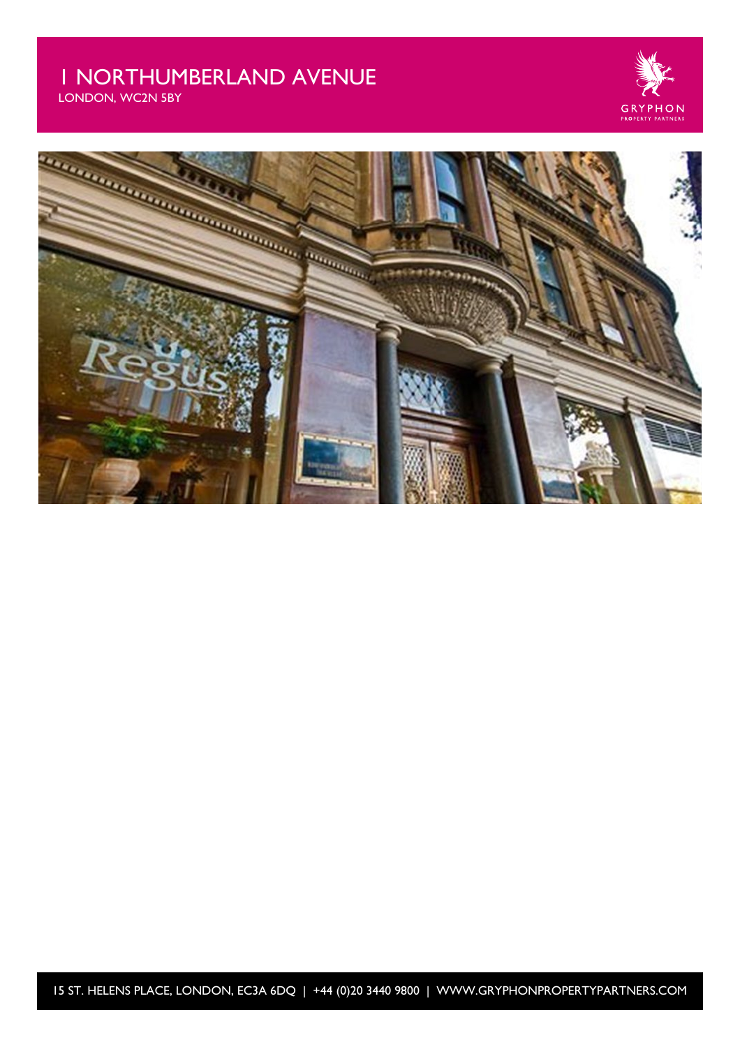# 1 NORTHUMBERLAND AVENUE

LONDON, WC2N 5BY

15 ST. HELENS PLACE, LONDON, EC3A 6DQ | +44 (0)20 3440 9800 | WWW.GRYPHONPROPERTYPARTNERS.COM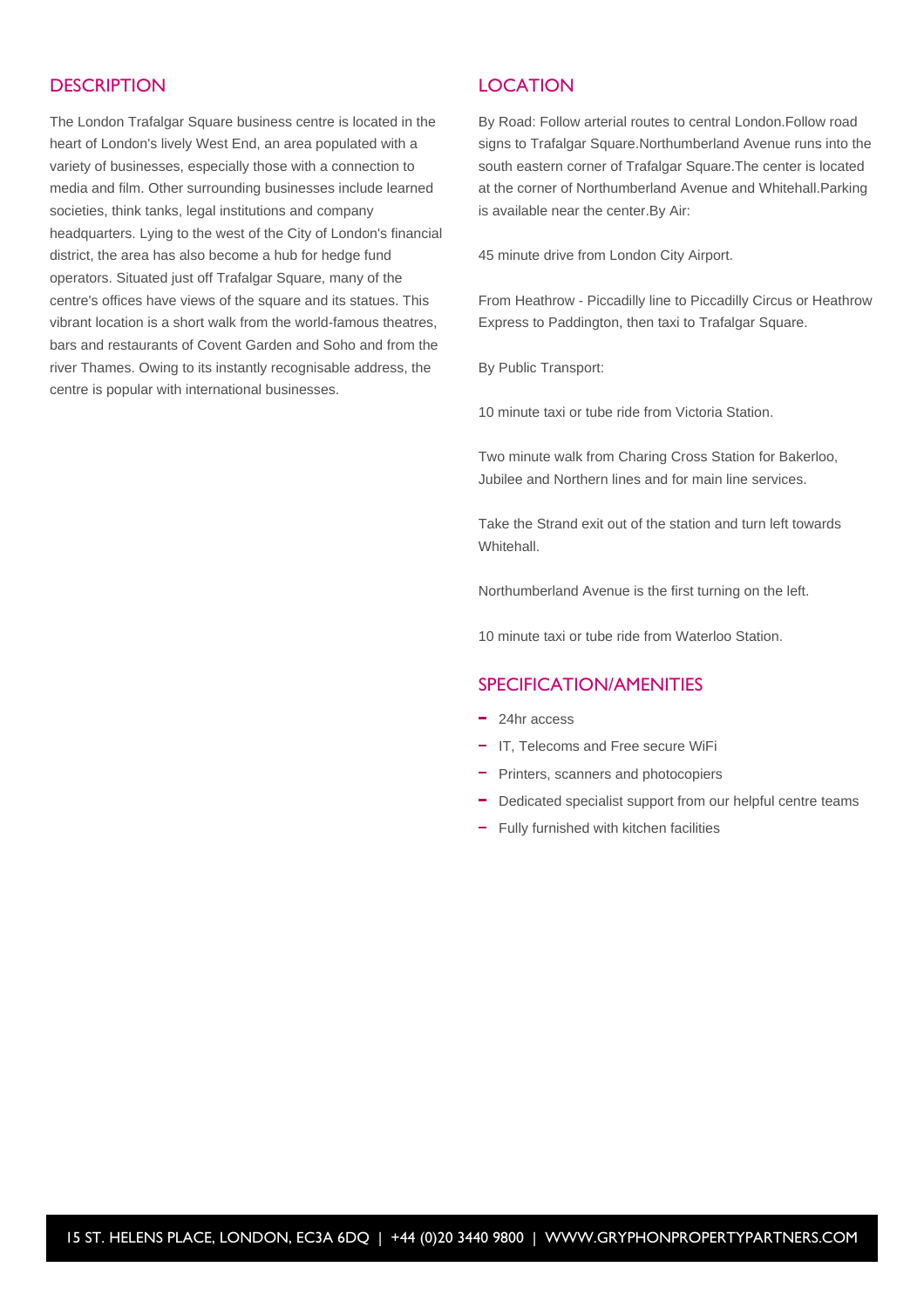## DESCRIPTION

The London Trafalgar Square business centre is located in the heart of London's lively West End, an area populated with a variety of businesses, especially those with a connection to media and film. Other surrounding businesses include learned societies, think tanks, legal institutions and company headquarters. Lying to the west of the City of London's financial district, the area has also become a hub for hedge fund operators. Situated just off Trafalgar Square, many of the centre's offices have views of the square and its statues. This vibrant location is a short walk from the world-famous theatres, bars and restaurants of Covent Garden and Soho and from the river Thames. Owing to its instantly recognisable address, the centre is popular with international businesses.

## LOCATION

By Road: Follow arterial routes to central London.Follow road signs to Trafalgar Square.Northumberland Avenue runs into the south eastern corner of Trafalgar Square.The center is located at the corner of Northumberland Avenue and Whitehall.Parking is available near the center.By Air:

45 minute drive from London City Airport.

From Heathrow - Piccadilly line to Piccadilly Circus or Heathrow Express to Paddington, then taxi to Trafalgar Square.

By Public Transport:

10 minute taxi or tube ride from Victoria Station.

Two minute walk from Charing Cross Station for Bakerloo, Jubilee and Northern lines and for main line services.

Take the Strand exit out of the station and turn left towards Whitehall.

Northumberland Avenue is the first turning on the left.

10 minute taxi or tube ride from Waterloo Station.

## SPECIFICATION/AMENITIES

- 24hr access
- IT, Telecoms and Free secure WiFi
- Printers, scanners and photocopiers
- Dedicated specialist support from our helpful centre teams
- Fully furnished with kitchen facilities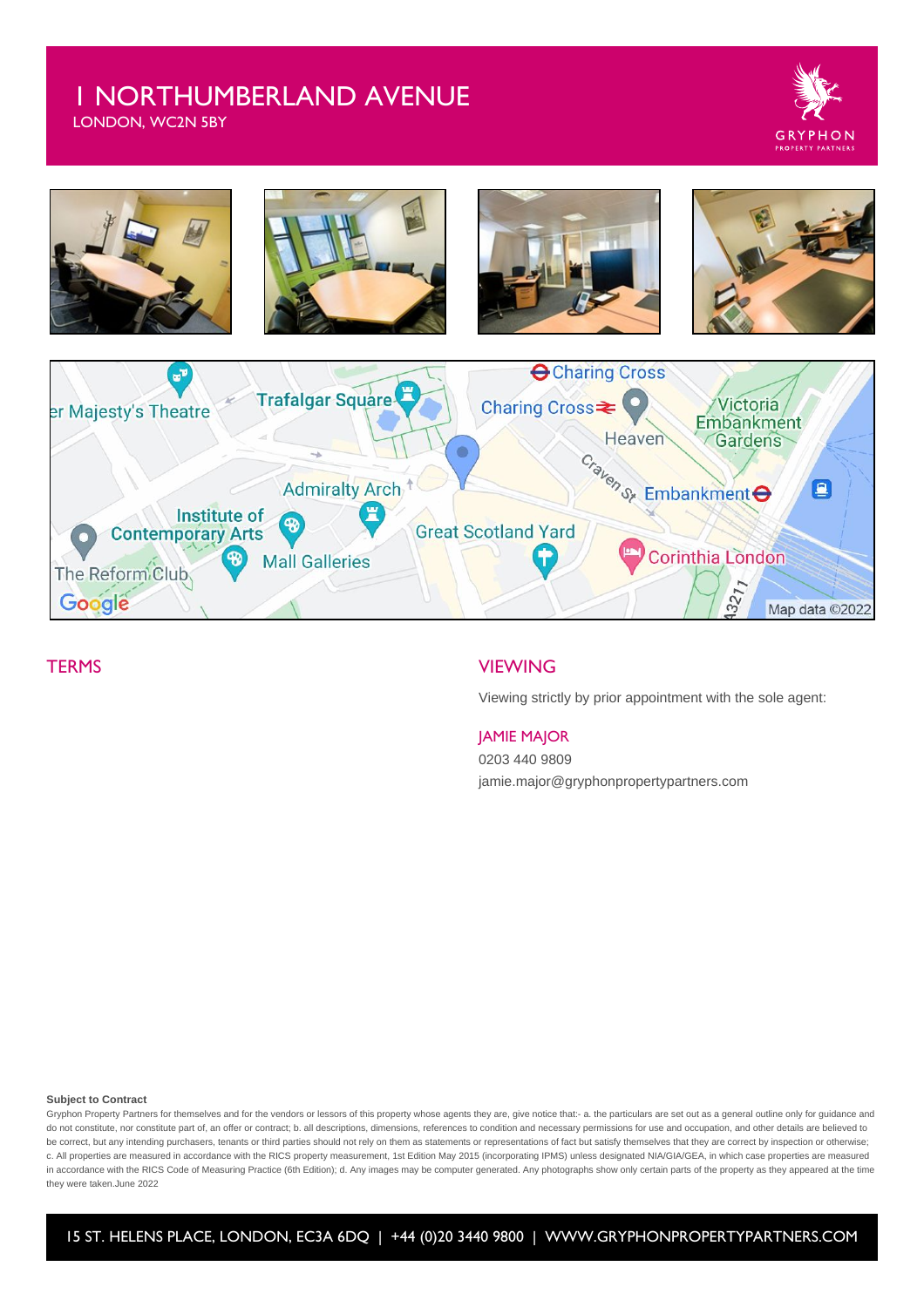# I NORTHUMBERLAND AVENUE

LONDON, WC2N 5BY

## TERMS

## VIEWING

Viewing strictly by prior appointment with the sole agent:

### JAMIE MAJOR

0203 440 9809

jamie.major@gryphonpropertypartners.com

**Subject to Contract**

Gryphon Property Partners for themselves and for the vendors or lessors of this property whose agents they are, give notice that:- a. the particulars are set out as a general outline only for guidance and do not constitute, nor constitute part of, an offer or contract; b. all descriptions, dimensions, references to condition and necessary permissions for use and occupation, and other details are believed to be correct, but any intending purchasers, tenants or third parties should not rely on them as statements or representations of fact but satisfy themselves that they are correct by inspection or otherwise; c. All properties are measured in accordance with the RICS property measurement, 1st Edition May 2015 (incorporating IPMS) unless designated NIA/GIA/GEA, in which case properties are measured in accordance with the RICS Code of Measuring Practice (6th Edition); d. Any images may be computer generated. Any photographs show only certain parts of the property as they appeared at the time they were taken.June 2022

15 ST. HELENS PLACE, LONDON, EC3A 6DQ | +44 (0)20 3440 9800 | WWW.GRYPHONPROPERTYPARTNERS.COM